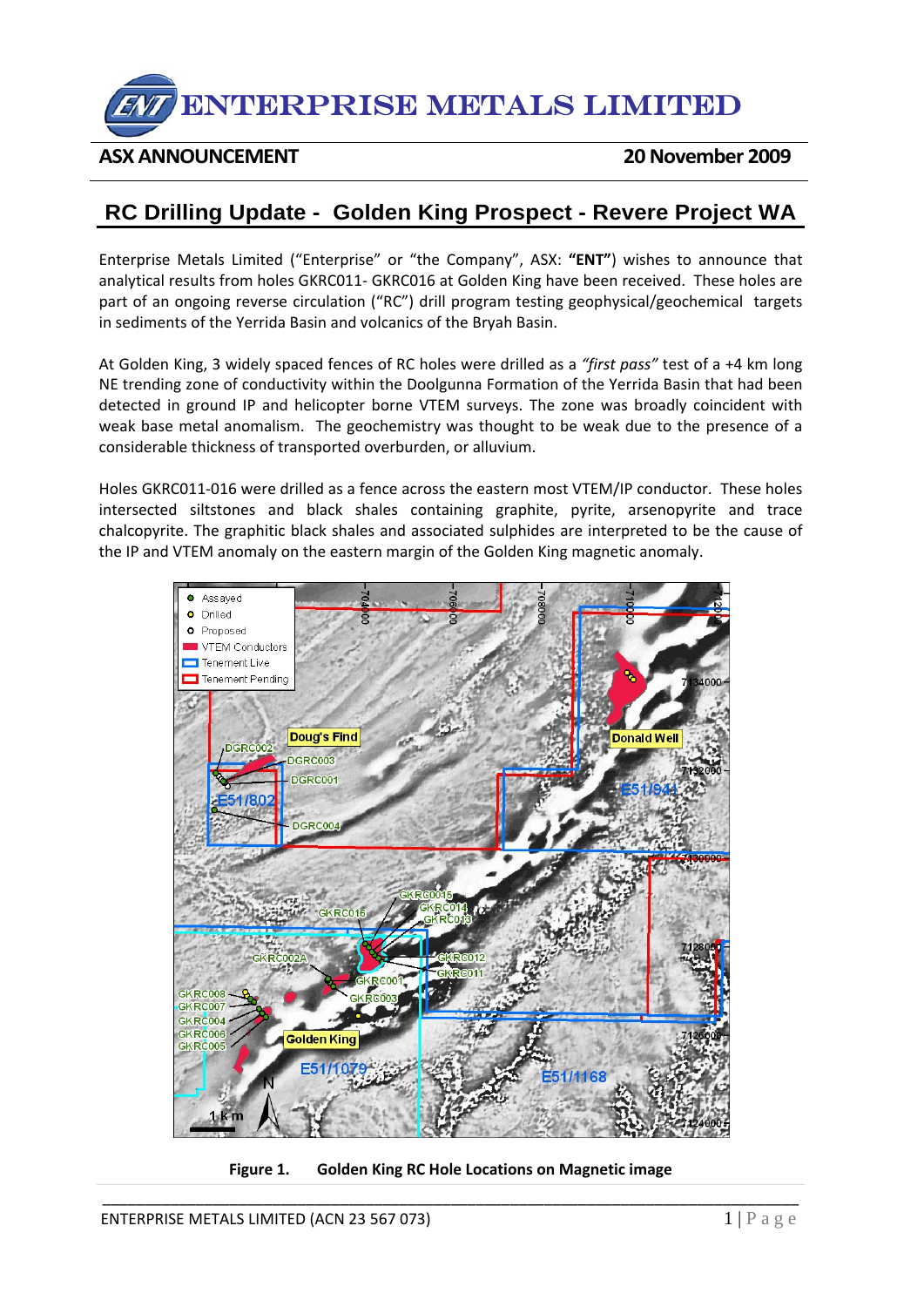# ENTERPRISE METALS LIMITED

**ASX ANNOUNCEMENT** **20 November 2009**

## RC Drilling Update - Golden King Prospect - Revere Project WA

Enterprise Metals Limited ("Enterprise" or "the Company", ASX: **"ENT"**) wishes to announce that analytical results from holes GKRC011- GKRC016 at Golden King have been received. These holes are part of an ongoing reverse circulation ("RC") drill program testing geophysical/geochemical targets in sediments of the Yerrida Basin and volcanics of the Bryah Basin.

At Golden King, 3 widely spaced fences of RC holes were drilled as a *"first pass"* test of a +4 km long NE trending zone of conductivity within the Doolgunna Formation of the Yerrida Basin that had been detected in ground IP and helicopter borne VTEM surveys. The zone was broadly coincident with weak base metal anomalism. The geochemistry was thought to be weak due to the presence of a considerable thickness of transported overburden, or alluvium.

Holes GKRC011-016 were drilled as a fence across the eastern most VTEM/IP conductor. These holes intersected siltstones and black shales containing graphite, pyrite, arsenopyrite and trace chalcopyrite. The graphitic black shales and associated sulphides are interpreted to be the cause of the IP and VTEM anomaly on the eastern margin of the Golden King magnetic anomaly.

**Figure 1. Golden King RC Hole Locations on Magnetic image**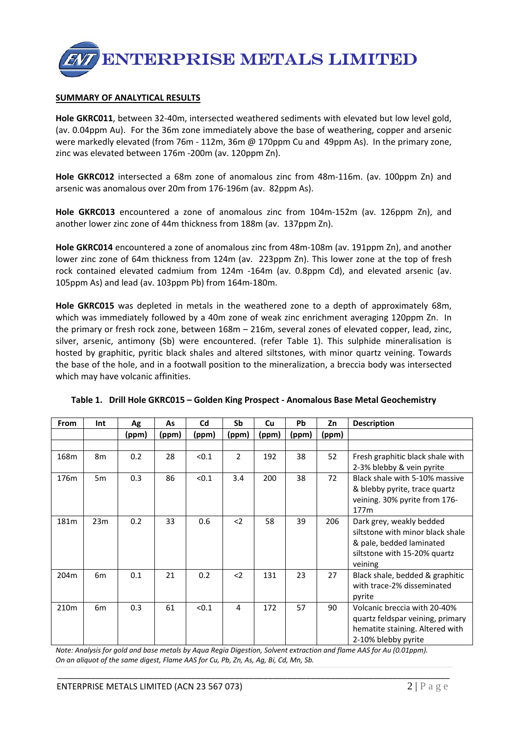## SUMMARY OF ANALYTICAL RESULTS

**Hole GKRC011**, between 32-40m, intersected weathered sediments with elevated but low level gold, (av. 0.04ppm Au). For the 36m zone immediately above the base of weathering, copper and arsenic were markedly elevated (from 76m - 112m, 36m @ 170ppm Cu and 49ppm As). In the primary zone, zinc was elevated between 176m -200m (av. 120ppm Zn).

**Hole GKRC012** intersected a 68m zone of anomalous zinc from 48m-116m. (av. 100ppm Zn) and arsenic was anomalous over 20m from 176-196m (av. 82ppm As).

**Hole GKRC013** encountered a zone of anomalous zinc from 104m-152m (av. 126ppm Zn), and another lower zinc zone of 44m thickness from 188m (av. 137ppm Zn).

**Hole GKRC014** encountered a zone of anomalous zinc from 48m-108m (av. 191ppm Zn), and another lower zinc zone of 64m thickness from 124m (av. 223ppm Zn). This lower zone at the top of fresh rock contained elevated cadmium from 124m -164m (av. 0.8ppm Cd), and elevated arsenic (av. 105ppm As) and lead (av. 103ppm Pb) from 164m-180m.

**Hole GKRC015** was depleted in metals in the weathered zone to a depth of approximately 68m, which was immediately followed by a 40m zone of weak zinc enrichment averaging 120ppm Zn. In the primary or fresh rock zone, between 168m – 216m, several zones of elevated copper, lead, zinc, silver, arsenic, antimony (Sb) were encountered. (refer Table 1). This sulphide mineralisation is hosted by graphitic, pyritic black shales and altered siltstones, with minor quartz veining. Towards the base of the hole, and in a footwall position to the mineralization, a breccia body was intersected which may have volcanic affinities.

**Table 1. Drill Hole GKRC015 – Golden King Prospect - Anomalous Base Metal Geochemistry**

| From | Int | Ag | As | Cd | Sb | Cu | Pb | Zn | Description |
|---|---|---|---|---|---|---|---|---|---|
| | | (ppm) | (ppm) | (ppm) | (ppm) | (ppm) | (ppm) | (ppm) | |
| 168m | 8m | 0.2 | 28 | <0.1 | 2 | 192 | 38 | 52 | Fresh graphitic black shale with 2-3% blebby & vein pyrite |
| 176m | 5m | 0.3 | 86 | <0.1 | 3.4 | 200 | 38 | 72 | Black shale with 5-10% massive & blebby pyrite, trace quartz veining. 30% pyrite from 176-177m |
| 181m | 23m | 0.2 | 33 | 0.6 | <2 | 58 | 39 | 206 | Dark grey, weakly bedded siltstone with minor black shale & pale, bedded laminated siltstone with 15-20% quartz veining |
| 204m | 6m | 0.1 | 21 | 0.2 | <2 | 131 | 23 | 27 | Black shale, bedded & graphitic with trace-2% disseminated pyrite |
| 210m | 6m | 0.3 | 61 | <0.1 | 4 | 172 | 57 | 90 | Volcanic breccia with 20-40% quartz feldspar veining, primary hematite staining. Altered with 2-10% blebby pyrite |

*Note: Analysis for gold and base metals by Aqua Regia Digestion, Solvent extraction and flame AAS for Au (0.01ppm). On an aliquot of the same digest, Flame AAS for Cu, Pb, Zn, As, Ag, Bi, Cd, Mn, Sb.*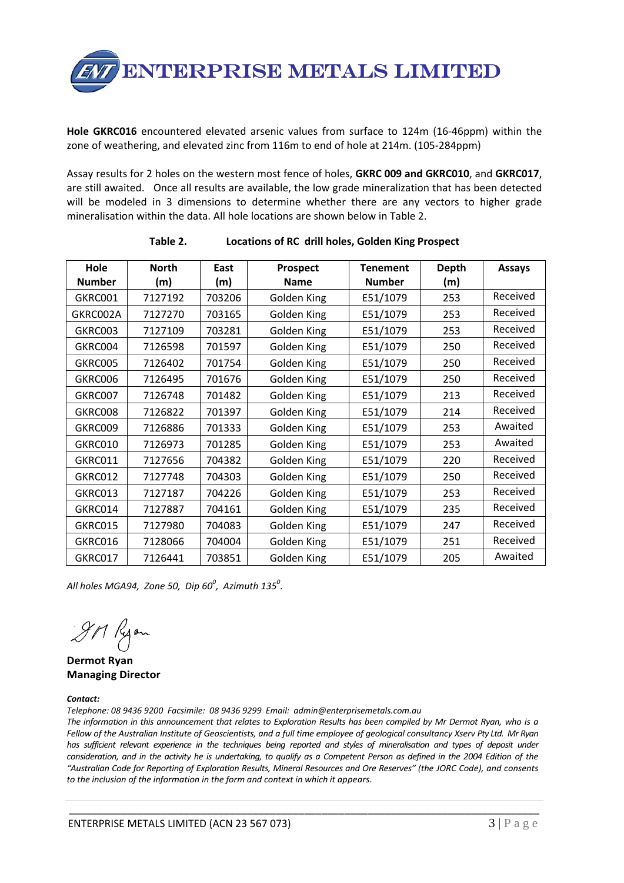**Hole GKRC016** encountered elevated arsenic values from surface to 124m (16-46ppm) within the zone of weathering, and elevated zinc from 116m to end of hole at 214m. (105-284ppm)

Assay results for 2 holes on the western most fence of holes, **GKRC 009 and GKRC010**, and **GKRC017**, are still awaited. Once all results are available, the low grade mineralization that has been detected will be modeled in 3 dimensions to determine whether there are any vectors to higher grade mineralisation within the data. All hole locations are shown below in Table 2.

**Table 2. Locations of RC drill holes, Golden King Prospect**

| Hole Number | North (m) | East (m) | Prospect Name | Tenement Number | Depth (m) | Assays |
|---|---|---|---|---|---|---|
| GKRC001 | 7127192 | 703206 | Golden King | E51/1079 | 253 | Received |
| GKRC002A | 7127270 | 703165 | Golden King | E51/1079 | 253 | Received |
| GKRC003 | 7127109 | 703281 | Golden King | E51/1079 | 253 | Received |
| GKRC004 | 7126598 | 701597 | Golden King | E51/1079 | 250 | Received |
| GKRC005 | 7126402 | 701754 | Golden King | E51/1079 | 250 | Received |
| GKRC006 | 7126495 | 701676 | Golden King | E51/1079 | 250 | Received |
| GKRC007 | 7126748 | 701482 | Golden King | E51/1079 | 213 | Received |
| GKRC008 | 7126822 | 701397 | Golden King | E51/1079 | 214 | Received |
| GKRC009 | 7126886 | 701333 | Golden King | E51/1079 | 253 | Awaited |
| GKRC010 | 7126973 | 701285 | Golden King | E51/1079 | 253 | Awaited |
| GKRC011 | 7127656 | 704382 | Golden King | E51/1079 | 220 | Received |
| GKRC012 | 7127748 | 704303 | Golden King | E51/1079 | 250 | Received |
| GKRC013 | 7127187 | 704226 | Golden King | E51/1079 | 253 | Received |
| GKRC014 | 7127887 | 704161 | Golden King | E51/1079 | 235 | Received |
| GKRC015 | 7127980 | 704083 | Golden King | E51/1079 | 247 | Received |
| GKRC016 | 7128066 | 704004 | Golden King | E51/1079 | 251 | Received |
| GKRC017 | 7126441 | 703851 | Golden King | E51/1079 | 205 | Awaited |

*All holes MGA94, Zone 50, Dip 60$^0$, Azimuth 135$^0$.*

**Dermot Ryan**
**Managing Director**

***Contact:***

*Telephone: 08 9436 9200 Facsimile: 08 9436 9299 Email: admin@enterprisemetals.com.au*

*The information in this announcement that relates to Exploration Results has been compiled by Mr Dermot Ryan, who is a Fellow of the Australian Institute of Geoscientists, and a full time employee of geological consultancy Xserv Pty Ltd. Mr Ryan has sufficient relevant experience in the techniques being reported and styles of mineralisation and types of deposit under consideration, and in the activity he is undertaking, to qualify as a Competent Person as defined in the 2004 Edition of the "Australian Code for Reporting of Exploration Results, Mineral Resources and Ore Reserves" (the JORC Code), and consents to the inclusion of the information in the form and context in which it appears.*